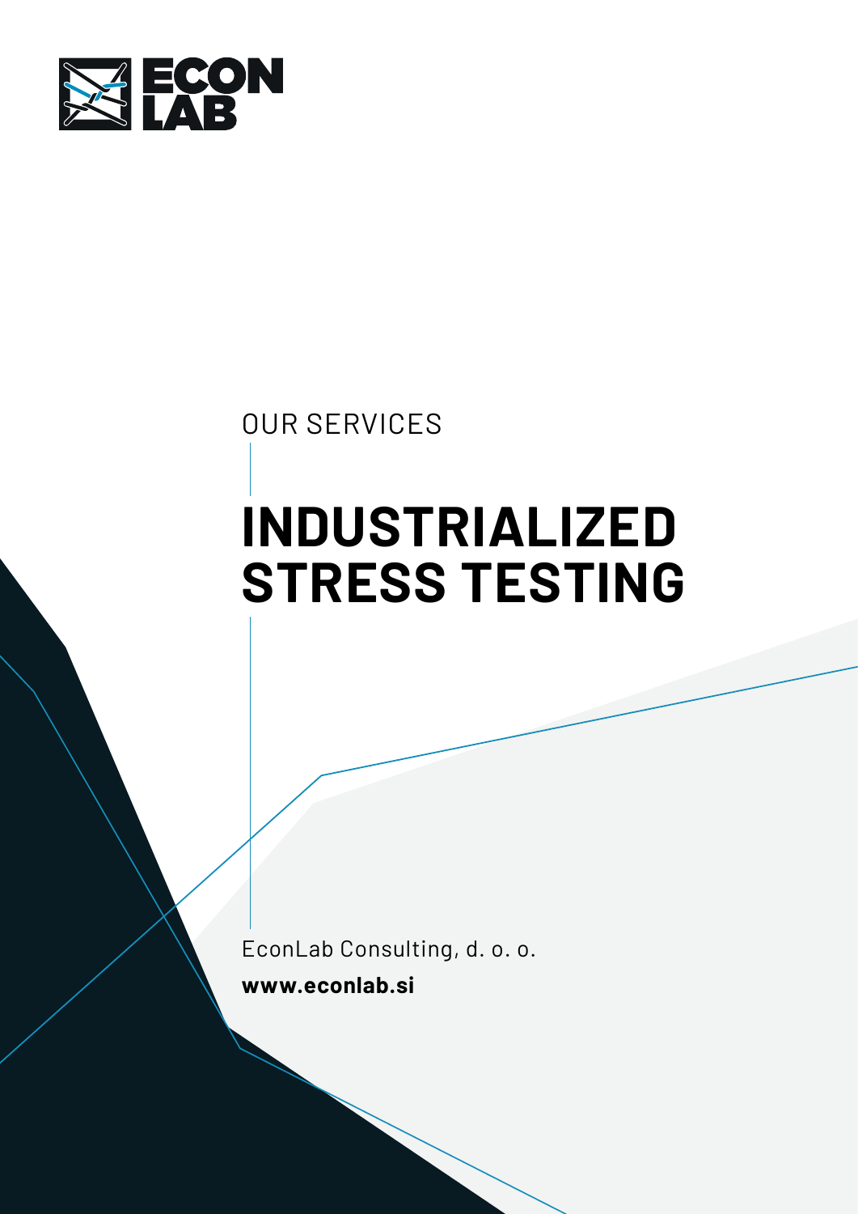ECON LAB

OUR SERVICES

# INDUSTRIALIZED STRESS TESTING

EconLab Consulting, d. o. o.

**www.econlab.si**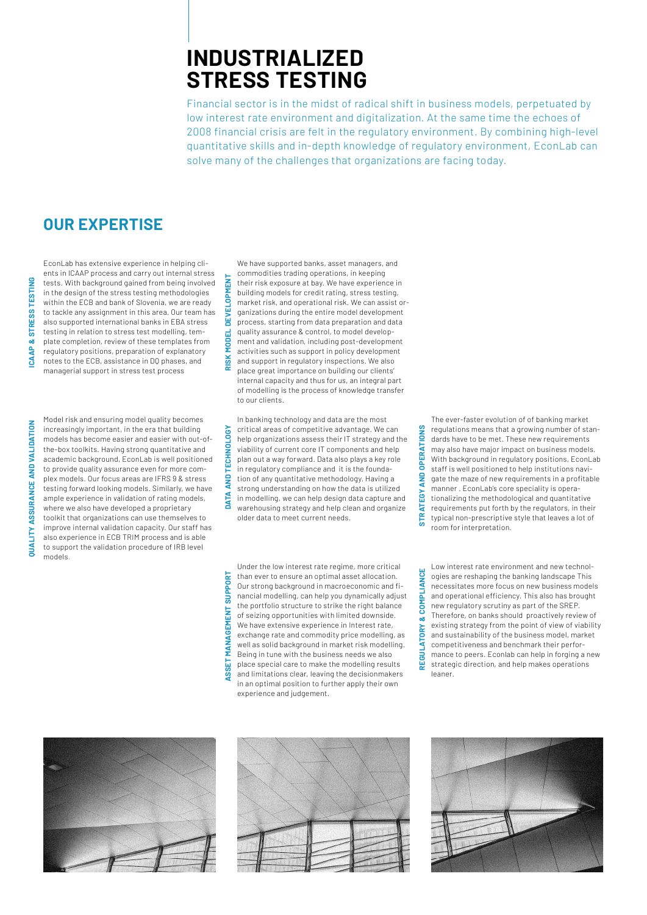# INDUSTRIALIZED STRESS TESTING

Financial sector is in the midst of radical shift in business models, perpetuated by low interest rate environment and digitalization. At the same time the echoes of 2008 financial crisis are felt in the regulatory environment. By combining high-level quantitative skills and in-depth knowledge of regulatory environment, EconLab can solve many of the challenges that organizations are facing today.

## OUR EXPERTISE

### ICAAP & STRESS TESTING

EconLab has extensive experience in helping clients in ICAAP process and carry out internal stress tests. With background gained from being involved in the design of the stress testing methodologies within the ECB and bank of Slovenia, we are ready to tackle any assignment in this area. Our team has also supported international banks in EBA stress testing in relation to stress test modelling, template completion, review of these templates from regulatory positions, preparation of explanatory notes to the ECB, assistance in DQ phases, and managerial support in stress test process

### RISK MODEL DEVELOPMENT

We have supported banks, asset managers, and commodities trading operations, in keeping their risk exposure at bay. We have experience in building models for credit rating, stress testing, market risk, and operational risk. We can assist organizations during the entire model development process, starting from data preparation and data quality assurance & control, to model development and validation, including post-development activities such as support in policy development and support in regulatory inspections. We also place great importance on building our clients' internal capacity and thus for us, an integral part of modelling is the process of knowledge transfer to our clients.

### QUALITY ASSURANCE AND VALIDATION

Model risk and ensuring model quality becomes increasingly important, in the era that building models has become easier and easier with out-of-the-box toolkits. Having strong quantitative and academic background, EconLab is well positioned to provide quality assurance even for more complex models. Our focus areas are IFRS 9 & stress testing forward looking models. Similarly, we have ample experience in validation of rating models, where we also have developed a proprietary toolkit that organizations can use themselves to improve internal validation capacity. Our staff has also experience in ECB TRIM process and is able to support the validation procedure of IRB level models.

### DATA AND TECHNOLOGY

In banking technology and data are the most critical areas of competitive advantage. We can help organizations assess their IT strategy and the viability of current core IT components and help plan out a way forward. Data also plays a key role in regulatory compliance and it is the foundation of any quantitative methodology. Having a strong understanding on how the data is utilized in modelling, we can help design data capture and warehousing strategy and help clean and organize older data to meet current needs.

### STRATEGY AND OPERATIONS

The ever-faster evolution of of banking market regulations means that a growing number of standards have to be met. These new requirements may also have major impact on business models. With background in regulatory positions, EconLab staff is well positioned to help institutions navigate the maze of new requirements in a profitable manner . EconLab's core speciality is operationalizing the methodological and quantitative requirements put forth by the regulators, in their typical non-prescriptive style that leaves a lot of room for interpretation.

### ASSET MANAGEMENT SUPPORT

Under the low interest rate regime, more critical than ever to ensure an optimal asset allocation. Our strong background in macroeconomic and financial modelling, can help you dynamically adjust the portfolio structure to strike the right balance of seizing opportunities with limited downside. We have extensive experience in Interest rate, exchange rate and commodity price modelling, as well as solid background in market risk modelling. Being in tune with the business needs we also place special care to make the modelling results and limitations clear, leaving the decisionmakers in an optimal position to further apply their own experience and judgement.

### REGULATORY & COMPLIANCE

Low interest rate environment and new technologies are reshaping the banking landscape This necessitates more focus on new business models and operational efficiency. This also has brought new regulatory scrutiny as part of the SREP. Therefore, on banks should proactively review of existing strategy from the point of view of viability and sustainability of the business model, market competitiveness and benchmark their performance to peers. Econlab can help in forging a new strategic direction, and help makes operations leaner.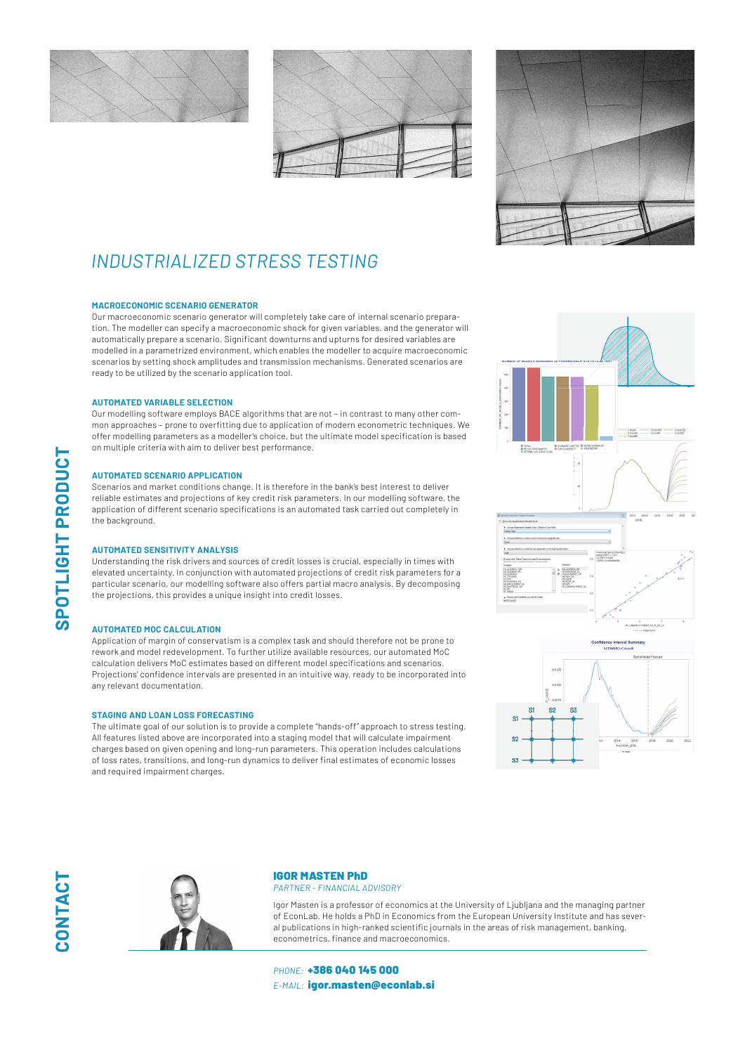# INDUSTRIALIZED STRESS TESTING

**SPOTLIGHT PRODUCT**

### MACROECONOMIC SCENARIO GENERATOR

Our macroeconomic scenario generator will completely take care of internal scenario preparation. The modeller can specify a macroeconomic shock for given variables, and the generator will automatically prepare a scenario. Significant downturns and upturns for desired variables are modelled in a parametrized environment, which enables the modeller to acquire macroeconomic scenarios by setting shock amplitudes and transmission mechanisms. Generated scenarios are ready to be utilized by the scenario application tool.

### AUTOMATED VARIABLE SELECTION

Our modelling software employs BACE algorithms that are not – in contrast to many other common approaches – prone to overfitting due to application of modern econometric techniques. We offer modelling parameters as a modeller's choice, but the ultimate model specification is based on multiple criteria with aim to deliver best performance.

### AUTOMATED SCENARIO APPLICATION

Scenarios and market conditions change. It is therefore in the bank's best interest to deliver reliable estimates and projections of key credit risk parameters. In our modelling software, the application of different scenario specifications is an automated task carried out completely in the background.

### AUTOMATED SENSITIVITY ANALYSIS

Understanding the risk drivers and sources of credit losses is crucial, especially in times with elevated uncertainty. In conjunction with automated projections of credit risk parameters for a particular scenario, our modelling software also offers partial macro analysis. By decomposing the projections, this provides a unique insight into credit losses.

### AUTOMATED MOC CALCULATION

Application of margin of conservatism is a complex task and should therefore not be prone to rework and model redevelopment. To further utilize available resources, our automated MoC calculation delivers MoC estimates based on different model specifications and scenarios. Projections' confidence intervals are presented in an intuitive way, ready to be incorporated into any relevant documentation.

### STAGING AND LOAN LOSS FORECASTING

The ultimate goal of our solution is to provide a complete "hands-off" approach to stress testing. All features listed above are incorporated into a staging model that will calculate impairment charges based on given opening and long-run parameters. This operation includes calculations of loss rates, transitions, and long-run dynamics to deliver final estimates of economic losses and required impairment charges.

## CONTACT

**IGOR MASTEN PhD**
*PARTNER - FINANCIAL ADVISORY*

Igor Masten is a professor of economics at the University of Ljubljana and the managing partner of EconLab. He holds a PhD in Economics from the European University Institute and has several publications in high-ranked scientific journals in the areas of risk management, banking, econometrics, finance and macroeconomics.

*PHONE:* **+386 040 145 000**
*E-MAIL:* **igor.masten@econlab.si**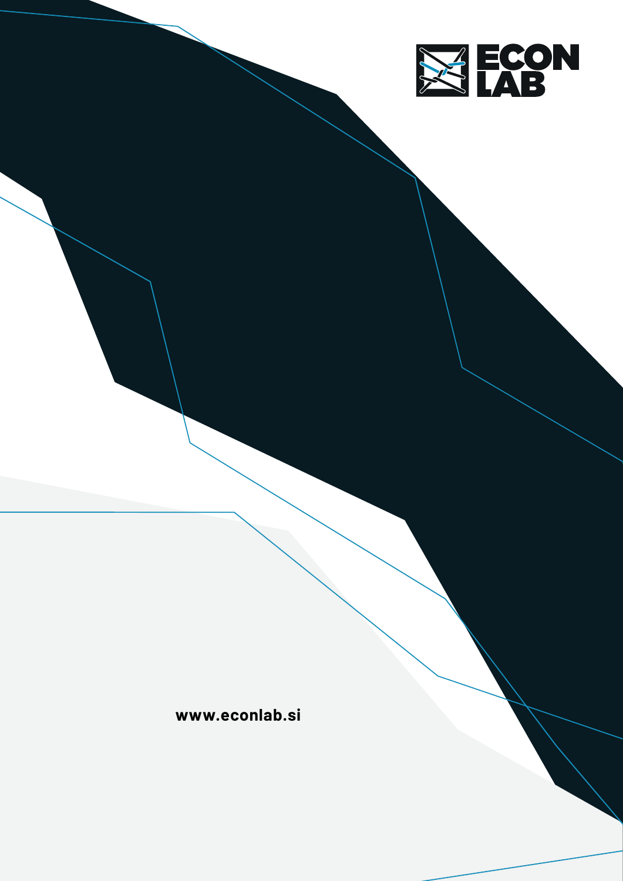ECON LAB

www.econlab.si